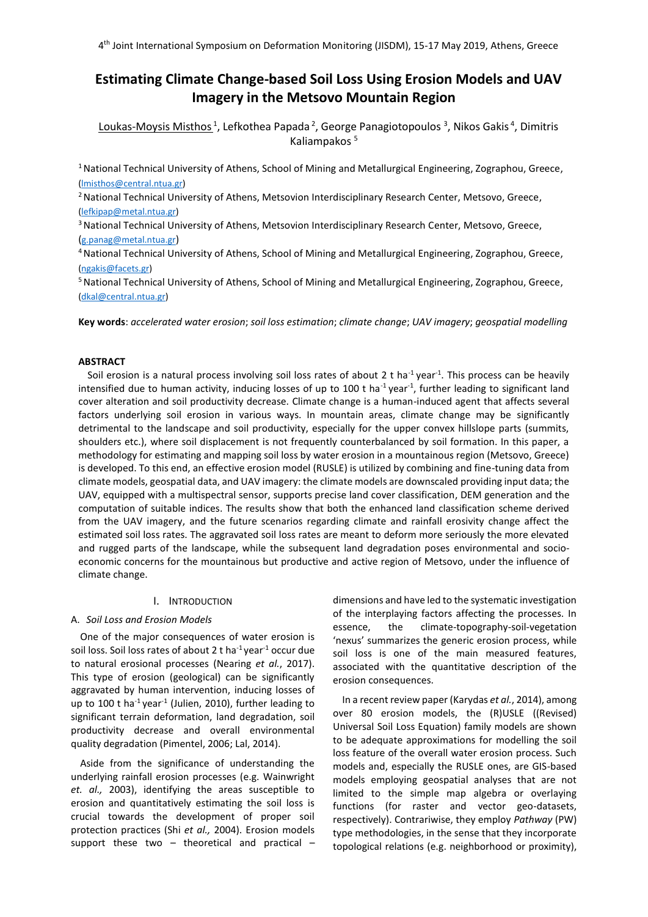# Estimating Climate Change-based Soil Loss Using Erosion Models and UAV Imagery in the Metsovo Mountain Region

Loukas-Moysis Misthos [1], Lefkothea Papada [2], George Panagiotopoulos [3], Nikos Gakis [4], Dimitris Kaliampakos [5]

[1] National Technical University of Athens, School of Mining and Metallurgical Engineering, Zographou, Greece, (lmisthos@central.ntua.gr)

[2] National Technical University of Athens, Metsovion Interdisciplinary Research Center, Metsovo, Greece, (lefkipap@metal.ntua.gr)

[3] National Technical University of Athens, Metsovion Interdisciplinary Research Center, Metsovo, Greece, (g.panag@metal.ntua.gr)

[4] National Technical University of Athens, School of Mining and Metallurgical Engineering, Zographou, Greece, (ngakis@facets.gr)

[5] National Technical University of Athens, School of Mining and Metallurgical Engineering, Zographou, Greece, (dkal@central.ntua.gr)

**Key words**: *accelerated water erosion*; *soil loss estimation*; *climate change*; *UAV imagery*; *geospatial modelling*

## ABSTRACT

Soil erosion is a natural process involving soil loss rates of about 2 t ha$^{-1}$ year$^{-1}$. This process can be heavily intensified due to human activity, inducing losses of up to 100 t ha$^{-1}$ year$^{-1}$, further leading to significant land cover alteration and soil productivity decrease. Climate change is a human-induced agent that affects several factors underlying soil erosion in various ways. In mountain areas, climate change may be significantly detrimental to the landscape and soil productivity, especially for the upper convex hillslope parts (summits, shoulders etc.), where soil displacement is not frequently counterbalanced by soil formation. In this paper, a methodology for estimating and mapping soil loss by water erosion in a mountainous region (Metsovo, Greece) is developed. To this end, an effective erosion model (RUSLE) is utilized by combining and fine-tuning data from climate models, geospatial data, and UAV imagery: the climate models are downscaled providing input data; the UAV, equipped with a multispectral sensor, supports precise land cover classification, DEM generation and the computation of suitable indices. The results show that both the enhanced land classification scheme derived from the UAV imagery, and the future scenarios regarding climate and rainfall erosivity change affect the estimated soil loss rates. The aggravated soil loss rates are meant to deform more seriously the more elevated and rugged parts of the landscape, while the subsequent land degradation poses environmental and socio-economic concerns for the mountainous but productive and active region of Metsovo, under the influence of climate change.

## I. INTRODUCTION

### A. *Soil Loss and Erosion Models*

One of the major consequences of water erosion is soil loss. Soil loss rates of about 2 t ha$^{-1}$ year$^{-1}$ occur due to natural erosional processes (Nearing *et al.*, 2017). This type of erosion (geological) can be significantly aggravated by human intervention, inducing losses of up to 100 t ha$^{-1}$ year$^{-1}$ (Julien, 2010), further leading to significant terrain deformation, land degradation, soil productivity decrease and overall environmental quality degradation (Pimentel, 2006; Lal, 2014).

Aside from the significance of understanding the underlying rainfall erosion processes (e.g. Wainwright *et. al.,* 2003), identifying the areas susceptible to erosion and quantitatively estimating the soil loss is crucial towards the development of proper soil protection practices (Shi *et al.,* 2004). Erosion models support these two – theoretical and practical – dimensions and have led to the systematic investigation of the interplaying factors affecting the processes. In essence, the climate-topography-soil-vegetation 'nexus' summarizes the generic erosion process, while soil loss is one of the main measured features, associated with the quantitative description of the erosion consequences.

In a recent review paper (Karydas *et al.*, 2014), among over 80 erosion models, the (R)USLE ((Revised) Universal Soil Loss Equation) family models are shown to be adequate approximations for modelling the soil loss feature of the overall water erosion process. Such models and, especially the RUSLE ones, are GIS-based models employing geospatial analyses that are not limited to the simple map algebra or overlaying functions (for raster and vector geo-datasets, respectively). Contrariwise, they employ *Pathway* (PW) type methodologies, in the sense that they incorporate topological relations (e.g. neighborhood or proximity),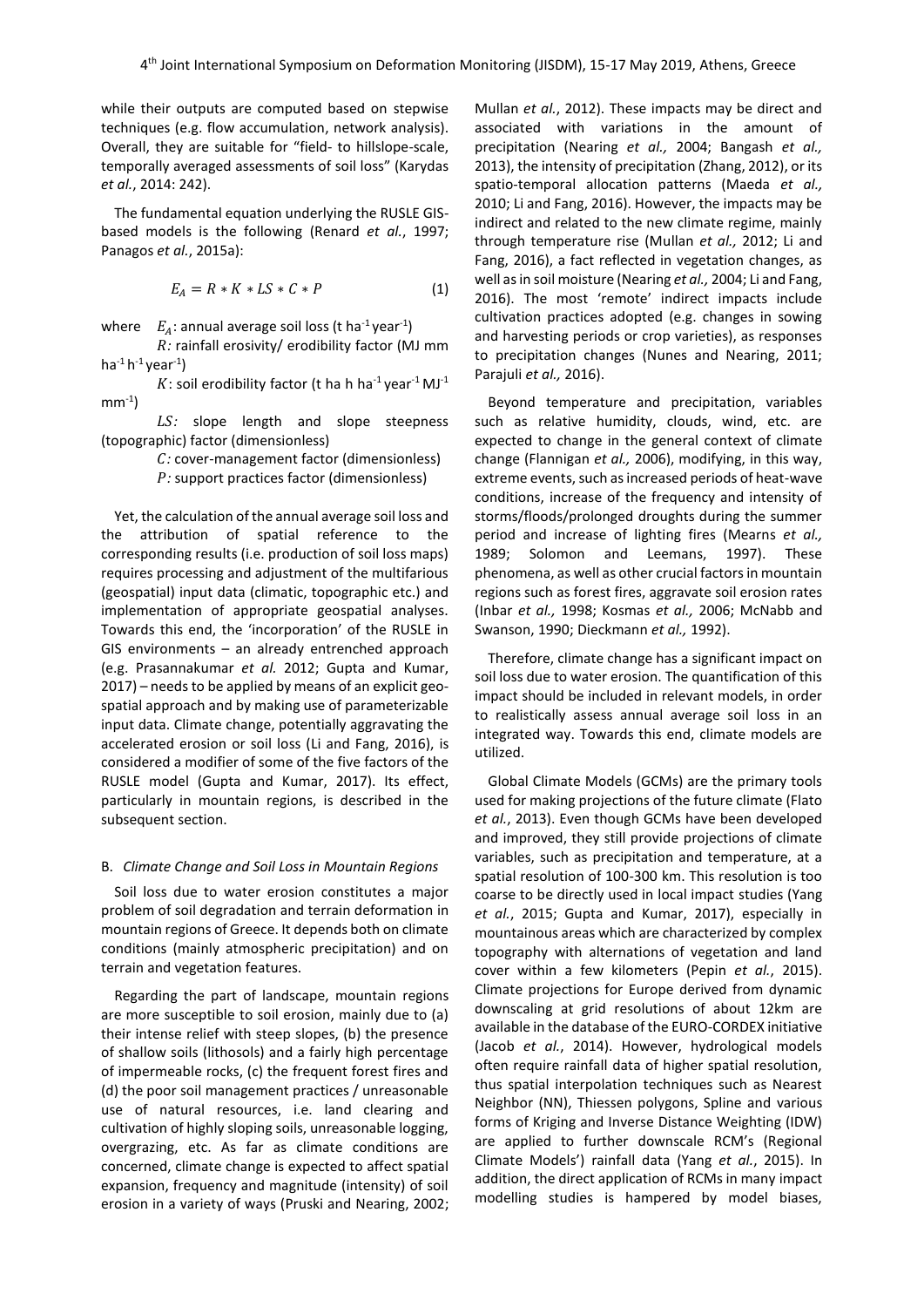while their outputs are computed based on stepwise techniques (e.g. flow accumulation, network analysis). Overall, they are suitable for "field- to hillslope-scale, temporally averaged assessments of soil loss" (Karydas *et al.*, 2014: 242).

The fundamental equation underlying the RUSLE GIS-based models is the following (Renard *et al.*, 1997; Panagos *et al.*, 2015a):

$$E_A = R * K * LS * C * P \qquad (1)$$

where $E_A$: annual average soil loss (t ha$^{-1}$ year$^{-1}$)

$R$: rainfall erosivity/ erodibility factor (MJ mm ha$^{-1}$ h$^{-1}$ year$^{-1}$)

$K$: soil erodibility factor (t ha h ha$^{-1}$ year$^{-1}$ MJ$^{-1}$ mm$^{-1}$)

$LS$: slope length and slope steepness (topographic) factor (dimensionless)

$C$: cover-management factor (dimensionless)

$P$: support practices factor (dimensionless)

Yet, the calculation of the annual average soil loss and the attribution of spatial reference to the corresponding results (i.e. production of soil loss maps) requires processing and adjustment of the multifarious (geospatial) input data (climatic, topographic etc.) and implementation of appropriate geospatial analyses. Towards this end, the 'incorporation' of the RUSLE in GIS environments – an already entrenched approach (e.g. Prasannakumar *et al.* 2012; Gupta and Kumar, 2017) – needs to be applied by means of an explicit geo-spatial approach and by making use of parameterizable input data. Climate change, potentially aggravating the accelerated erosion or soil loss (Li and Fang, 2016), is considered a modifier of some of the five factors of the RUSLE model (Gupta and Kumar, 2017). Its effect, particularly in mountain regions, is described in the subsequent section.

### B. *Climate Change and Soil Loss in Mountain Regions*

Soil loss due to water erosion constitutes a major problem of soil degradation and terrain deformation in mountain regions of Greece. It depends both on climate conditions (mainly atmospheric precipitation) and on terrain and vegetation features.

Regarding the part of landscape, mountain regions are more susceptible to soil erosion, mainly due to (a) their intense relief with steep slopes, (b) the presence of shallow soils (lithosols) and a fairly high percentage of impermeable rocks, (c) the frequent forest fires and (d) the poor soil management practices / unreasonable use of natural resources, i.e. land clearing and cultivation of highly sloping soils, unreasonable logging, overgrazing, etc. As far as climate conditions are concerned, climate change is expected to affect spatial expansion, frequency and magnitude (intensity) of soil erosion in a variety of ways (Pruski and Nearing, 2002; Mullan *et al.*, 2012). These impacts may be direct and associated with variations in the amount of precipitation (Nearing *et al.,* 2004; Bangash *et al.,* 2013), the intensity of precipitation (Zhang, 2012), or its spatio-temporal allocation patterns (Maeda *et al.,* 2010; Li and Fang, 2016). However, the impacts may be indirect and related to the new climate regime, mainly through temperature rise (Mullan *et al.,* 2012; Li and Fang, 2016), a fact reflected in vegetation changes, as well as in soil moisture (Nearing *et al.,* 2004; Li and Fang, 2016). The most 'remote' indirect impacts include cultivation practices adopted (e.g. changes in sowing and harvesting periods or crop varieties), as responses to precipitation changes (Nunes and Nearing, 2011; Parajuli *et al.,* 2016).

Beyond temperature and precipitation, variables such as relative humidity, clouds, wind, etc. are expected to change in the general context of climate change (Flannigan *et al.,* 2006), modifying, in this way, extreme events, such as increased periods of heat-wave conditions, increase of the frequency and intensity of storms/floods/prolonged droughts during the summer period and increase of lighting fires (Mearns *et al.,* 1989; Solomon and Leemans, 1997). These phenomena, as well as other crucial factors in mountain regions such as forest fires, aggravate soil erosion rates (Inbar *et al.,* 1998; Kosmas *et al.,* 2006; McNabb and Swanson, 1990; Dieckmann *et al.,* 1992).

Therefore, climate change has a significant impact on soil loss due to water erosion. The quantification of this impact should be included in relevant models, in order to realistically assess annual average soil loss in an integrated way. Towards this end, climate models are utilized.

Global Climate Models (GCMs) are the primary tools used for making projections of the future climate (Flato *et al.*, 2013). Even though GCMs have been developed and improved, they still provide projections of climate variables, such as precipitation and temperature, at a spatial resolution of 100-300 km. This resolution is too coarse to be directly used in local impact studies (Yang *et al.*, 2015; Gupta and Kumar, 2017), especially in mountainous areas which are characterized by complex topography with alternations of vegetation and land cover within a few kilometers (Pepin *et al.*, 2015). Climate projections for Europe derived from dynamic downscaling at grid resolutions of about 12km are available in the database of the EURO-CORDEX initiative (Jacob *et al.*, 2014). However, hydrological models often require rainfall data of higher spatial resolution, thus spatial interpolation techniques such as Nearest Neighbor (NN), Thiessen polygons, Spline and various forms of Kriging and Inverse Distance Weighting (IDW) are applied to further downscale RCM's (Regional Climate Models') rainfall data (Yang *et al.*, 2015). In addition, the direct application of RCMs in many impact modelling studies is hampered by model biases,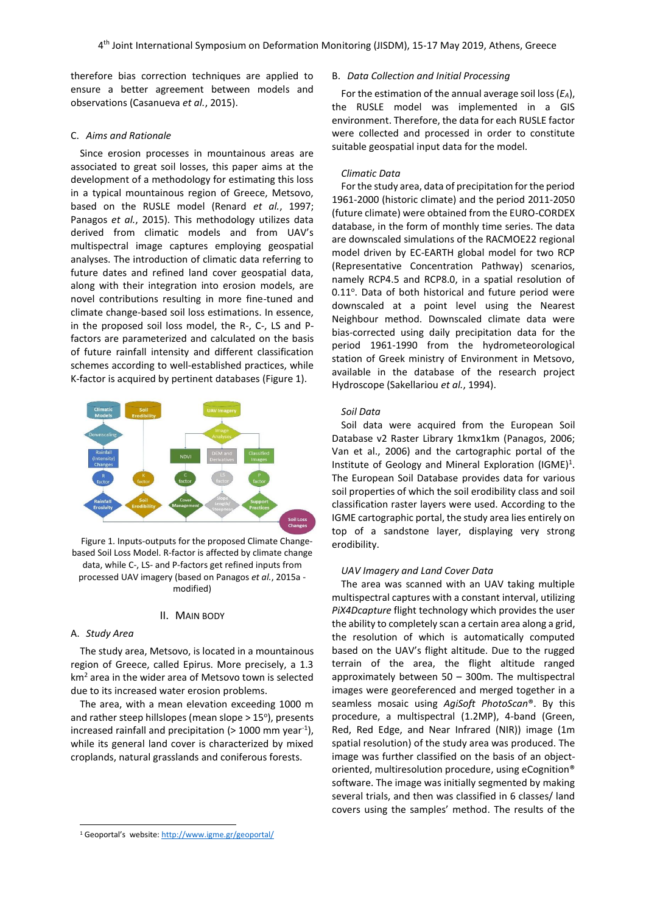therefore bias correction techniques are applied to ensure a better agreement between models and observations (Casanueva *et al.*, 2015).

### C. *Aims and Rationale*

Since erosion processes in mountainous areas are associated to great soil losses, this paper aims at the development of a methodology for estimating this loss in a typical mountainous region of Greece, Metsovo, based on the RUSLE model (Renard *et al.*, 1997; Panagos *et al.*, 2015). This methodology utilizes data derived from climatic models and from UAV's multispectral image captures employing geospatial analyses. The introduction of climatic data referring to future dates and refined land cover geospatial data, along with their integration into erosion models, are novel contributions resulting in more fine-tuned and climate change-based soil loss estimations. In essence, in the proposed soil loss model, the R-, C-, LS and P-factors are parameterized and calculated on the basis of future rainfall intensity and different classification schemes according to well-established practices, while K-factor is acquired by pertinent databases (Figure 1).

Climatic Models
Soil Erodibility
UAV Imagery
Downscaling
Image Analyses
Rainfall (Intensity) Changes
NDVI
DEM and Derivatives
Classified Images
R factor
K factor
C factor
LS factor
P factor
Rainfall Erosivity
Soil Erodibility
Cover Management
Slope Length/ Steepness
Support Practices
Soil Loss Changes

Figure 1. Inputs-outputs for the proposed Climate Change-based Soil Loss Model. R-factor is affected by climate change data, while C-, LS- and P-factors get refined inputs from processed UAV imagery (based on Panagos *et al.*, 2015a - modified)

## II. Main Body

### A. *Study Area*

The study area, Metsovo, is located in a mountainous region of Greece, called Epirus. More precisely, a 1.3 km$^2$ area in the wider area of Metsovo town is selected due to its increased water erosion problems.

The area, with a mean elevation exceeding 1000 m and rather steep hillslopes (mean slope > 15$^o$), presents increased rainfall and precipitation (> 1000 mm year$^{-1}$), while its general land cover is characterized by mixed croplands, natural grasslands and coniferous forests.

### B. *Data Collection and Initial Processing*

For the estimation of the annual average soil loss ($E_A$), the RUSLE model was implemented in a GIS environment. Therefore, the data for each RUSLE factor were collected and processed in order to constitute suitable geospatial input data for the model.

#### *Climatic Data*

For the study area, data of precipitation for the period 1961-2000 (historic climate) and the period 2011-2050 (future climate) were obtained from the EURO-CORDEX database, in the form of monthly time series. The data are downscaled simulations of the RACMOE22 regional model driven by EC-EARTH global model for two RCP (Representative Concentration Pathway) scenarios, namely RCP4.5 and RCP8.0, in a spatial resolution of 0.11$^o$. Data of both historical and future period were downscaled at a point level using the Nearest Neighbour method. Downscaled climate data were bias-corrected using daily precipitation data for the period 1961-1990 from the hydrometeorological station of Greek ministry of Environment in Metsovo, available in the database of the research project Hydroscope (Sakellariou *et al.*, 1994).

#### *Soil Data*

Soil data were acquired from the European Soil Database v2 Raster Library 1kmx1km (Panagos, 2006; Van et al., 2006) and the cartographic portal of the Institute of Geology and Mineral Exploration (IGME)[1]. The European Soil Database provides data for various soil properties of which the soil erodibility class and soil classification raster layers were used. According to the IGME cartographic portal, the study area lies entirely on top of a sandstone layer, displaying very strong erodibility.

#### *UAV Imagery and Land Cover Data*

The area was scanned with an UAV taking multiple multispectral captures with a constant interval, utilizing *PiX4Dcapture* flight technology which provides the user the ability to completely scan a certain area along a grid, the resolution of which is automatically computed based on the UAV's flight altitude. Due to the rugged terrain of the area, the flight altitude ranged approximately between 50 – 300m. The multispectral images were georeferenced and merged together in a seamless mosaic using *AgiSoft PhotoScan*®. By this procedure, a multispectral (1.2MP), 4-band (Green, Red, Red Edge, and Near Infrared (NIR)) image (1m spatial resolution) of the study area was produced. The image was further classified on the basis of an object-oriented, multiresolution procedure, using eCognition® software. The image was initially segmented by making several trials, and then was classified in 6 classes/ land covers using the samples' method. The results of the

[1] Geoportal's website: http://www.igme.gr/geoportal/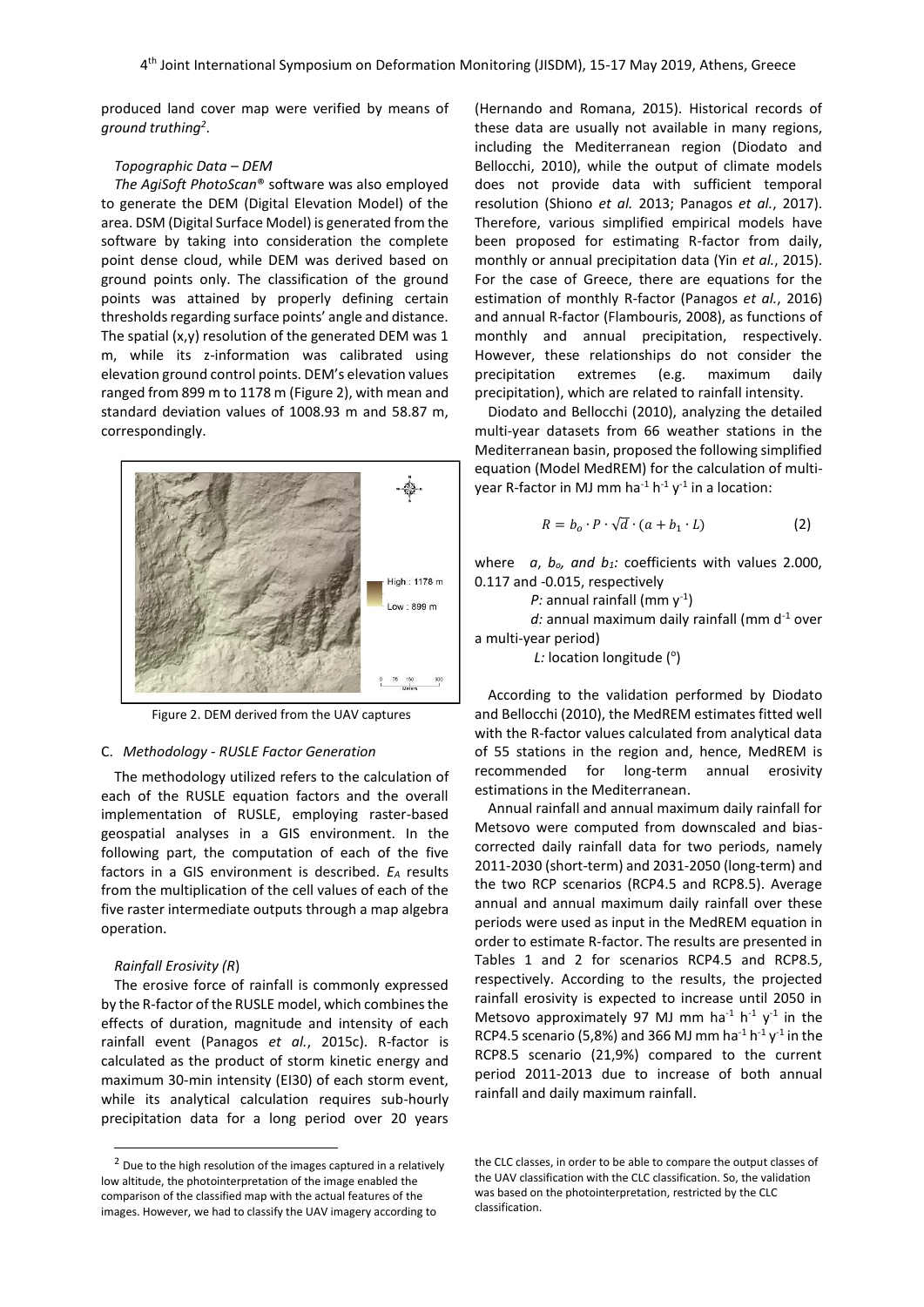produced land cover map were verified by means of *ground truthing*[2].

*Topographic Data – DEM*

*The AgiSoft PhotoScan®* software was also employed to generate the DEM (Digital Elevation Model) of the area. DSM (Digital Surface Model) is generated from the software by taking into consideration the complete point dense cloud, while DEM was derived based on ground points only. The classification of the ground points was attained by properly defining certain thresholds regarding surface points' angle and distance. The spatial (x,y) resolution of the generated DEM was 1 m, while its z-information was calibrated using elevation ground control points. DEM's elevation values ranged from 899 m to 1178 m (Figure 2), with mean and standard deviation values of 1008.93 m and 58.87 m, correspondingly.

Figure 2. DEM derived from the UAV captures

### C. *Methodology - RUSLE Factor Generation*

The methodology utilized refers to the calculation of each of the RUSLE equation factors and the overall implementation of RUSLE, employing raster-based geospatial analyses in a GIS environment. In the following part, the computation of each of the five factors in a GIS environment is described. $E_A$ results from the multiplication of the cell values of each of the five raster intermediate outputs through a map algebra operation.

*Rainfall Erosivity (R)*

The erosive force of rainfall is commonly expressed by the R-factor of the RUSLE model, which combines the effects of duration, magnitude and intensity of each rainfall event (Panagos *et al.*, 2015c). R-factor is calculated as the product of storm kinetic energy and maximum 30-min intensity (EI30) of each storm event, while its analytical calculation requires sub-hourly precipitation data for a long period over 20 years (Hernando and Romana, 2015). Historical records of these data are usually not available in many regions, including the Mediterranean region (Diodato and Bellocchi, 2010), while the output of climate models does not provide data with sufficient temporal resolution (Shiono *et al.* 2013; Panagos *et al.*, 2017). Therefore, various simplified empirical models have been proposed for estimating R-factor from daily, monthly or annual precipitation data (Yin *et al.*, 2015). For the case of Greece, there are equations for the estimation of monthly R-factor (Panagos *et al.*, 2016) and annual R-factor (Flambouris, 2008), as functions of monthly and annual precipitation, respectively. However, these relationships do not consider the precipitation extremes (e.g. maximum daily precipitation), which are related to rainfall intensity.

Diodato and Bellocchi (2010), analyzing the detailed multi-year datasets from 66 weather stations in the Mediterranean basin, proposed the following simplified equation (Model MedREM) for the calculation of multi-year R-factor in MJ mm ha$^{-1}$ h$^{-1}$ y$^{-1}$ in a location:

$$R = b_o \cdot P \cdot \sqrt{d} \cdot (a + b_1 \cdot L) \tag{2}$$

where $a$, $b_o$, and $b_1$: coefficients with values 2.000, 0.117 and -0.015, respectively

$P$: annual rainfall (mm y$^{-1}$)

$d$: annual maximum daily rainfall (mm d$^{-1}$ over a multi-year period)

$L$: location longitude ($^o$)

According to the validation performed by Diodato and Bellocchi (2010), the MedREM estimates fitted well with the R-factor values calculated from analytical data of 55 stations in the region and, hence, MedREM is recommended for long-term annual erosivity estimations in the Mediterranean.

Annual rainfall and annual maximum daily rainfall for Metsovo were computed from downscaled and bias-corrected daily rainfall data for two periods, namely 2011-2030 (short-term) and 2031-2050 (long-term) and the two RCP scenarios (RCP4.5 and RCP8.5). Average annual and annual maximum daily rainfall over these periods were used as input in the MedREM equation in order to estimate R-factor. The results are presented in Tables 1 and 2 for scenarios RCP4.5 and RCP8.5, respectively. According to the results, the projected rainfall erosivity is expected to increase until 2050 in Metsovo approximately 97 MJ mm ha$^{-1}$ h$^{-1}$ y$^{-1}$ in the RCP4.5 scenario (5,8%) and 366 MJ mm ha$^{-1}$ h$^{-1}$ y$^{-1}$ in the RCP8.5 scenario (21,9%) compared to the current period 2011-2013 due to increase of both annual rainfall and daily maximum rainfall.

[2] Due to the high resolution of the images captured in a relatively low altitude, the photointerpretation of the image enabled the comparison of the classified map with the actual features of the images. However, we had to classify the UAV imagery according to the CLC classes, in order to be able to compare the output classes of the UAV classification with the CLC classification. So, the validation was based on the photointerpretation, restricted by the CLC classification.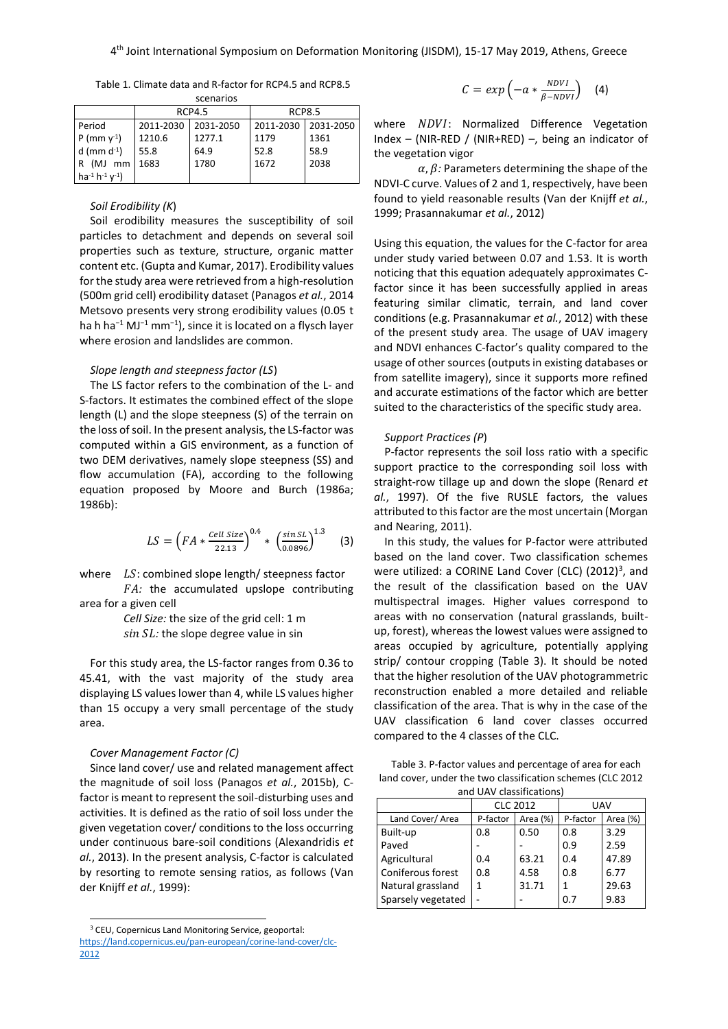Table 1. Climate data and R-factor for RCP4.5 and RCP8.5 scenarios

| | RCP4.5 | | RCP8.5 | |
|---|---|---|---|---|
| Period | 2011-2030 | 2031-2050 | 2011-2030 | 2031-2050 |
| P (mm $y^{-1}$) | 1210.6 | 1277.1 | 1179 | 1361 |
| d (mm $d^{-1}$) | 55.8 | 64.9 | 52.8 | 58.9 |
| R (MJ mm $ha^{-1}$ $h^{-1}$ $y^{-1}$) | 1683 | 1780 | 1672 | 2038 |

*Soil Erodibility (K)*

Soil erodibility measures the susceptibility of soil particles to detachment and depends on several soil properties such as texture, structure, organic matter content etc. (Gupta and Kumar, 2017). Erodibility values for the study area were retrieved from a high-resolution (500m grid cell) erodibility dataset (Panagos *et al.*, 2014 Metsovo presents very strong erodibility values (0.05 t ha h $ha^{-1}$ $MJ^{-1}$ $mm^{-1}$), since it is located on a flysch layer where erosion and landslides are common.

*Slope length and steepness factor (LS)*

The LS factor refers to the combination of the L- and S-factors. It estimates the combined effect of the slope length (L) and the slope steepness (S) of the terrain on the loss of soil. In the present analysis, the LS-factor was computed within a GIS environment, as a function of two DEM derivatives, namely slope steepness (SS) and flow accumulation (FA), according to the following equation proposed by Moore and Burch (1986a; 1986b):

$$LS = \left(FA * \frac{Cell\ Size}{22.13}\right)^{0.4} * \left(\frac{\sin SL}{0.0896}\right)^{1.3} \quad (3)$$

where $LS$: combined slope length/ steepness factor

$FA$: the accumulated upslope contributing area for a given cell

*Cell Size:* the size of the grid cell: 1 m

$\sin SL$: the slope degree value in sin

For this study area, the LS-factor ranges from 0.36 to 45.41, with the vast majority of the study area displaying LS values lower than 4, while LS values higher than 15 occupy a very small percentage of the study area.

*Cover Management Factor (C)*

Since land cover/ use and related management affect the magnitude of soil loss (Panagos *et al.*, 2015b), C-factor is meant to represent the soil-disturbing uses and activities. It is defined as the ratio of soil loss under the given vegetation cover/ conditions to the loss occurring under continuous bare-soil conditions (Alexandridis *et al.*, 2013). In the present analysis, C-factor is calculated by resorting to remote sensing ratios, as follows (Van der Knijff *et al.*, 1999):

$$C = exp\left(-a * \frac{NDVI}{\beta - NDVI}\right) \quad (4)$$

where $NDVI$: Normalized Difference Vegetation Index – (NIR-RED / (NIR+RED) –, being an indicator of the vegetation vigor

$\alpha, \beta$: Parameters determining the shape of the NDVI-C curve. Values of 2 and 1, respectively, have been found to yield reasonable results (Van der Knijff *et al.*, 1999; Prasannakumar *et al.*, 2012)

Using this equation, the values for the C-factor for area under study varied between 0.07 and 1.53. It is worth noticing that this equation adequately approximates C-factor since it has been successfully applied in areas featuring similar climatic, terrain, and land cover conditions (e.g. Prasannakumar *et al.*, 2012) with these of the present study area. The usage of UAV imagery and NDVI enhances C-factor's quality compared to the usage of other sources (outputs in existing databases or from satellite imagery), since it supports more refined and accurate estimations of the factor which are better suited to the characteristics of the specific study area.

*Support Practices (P)*

P-factor represents the soil loss ratio with a specific support practice to the corresponding soil loss with straight-row tillage up and down the slope (Renard *et al.*, 1997). Of the five RUSLE factors, the values attributed to this factor are the most uncertain (Morgan and Nearing, 2011).

In this study, the values for P-factor were attributed based on the land cover. Two classification schemes were utilized: a CORINE Land Cover (CLC) (2012)[3], and the result of the classification based on the UAV multispectral images. Higher values correspond to areas with no conservation (natural grasslands, built-up, forest), whereas the lowest values were assigned to areas occupied by agriculture, potentially applying strip/ contour cropping (Table 3). It should be noted that the higher resolution of the UAV photogrammetric reconstruction enabled a more detailed and reliable classification of the area. That is why in the case of the UAV classification 6 land cover classes occurred compared to the 4 classes of the CLC.

Table 3. P-factor values and percentage of area for each land cover, under the two classification schemes (CLC 2012 and UAV classifications)

| | CLC 2012 | | UAV | |
|---|---|---|---|---|
| Land Cover/ Area | P-factor | Area (%) | P-factor | Area (%) |
| Built-up | 0.8 | 0.50 | 0.8 | 3.29 |
| Paved | - | - | 0.9 | 2.59 |
| Agricultural | 0.4 | 63.21 | 0.4 | 47.89 |
| Coniferous forest | 0.8 | 4.58 | 0.8 | 6.77 |
| Natural grassland | 1 | 31.71 | 1 | 29.63 |
| Sparsely vegetated | - | - | 0.7 | 9.83 |

[3] CEU, Copernicus Land Monitoring Service, geoportal: https://land.copernicus.eu/pan-european/corine-land-cover/clc-2012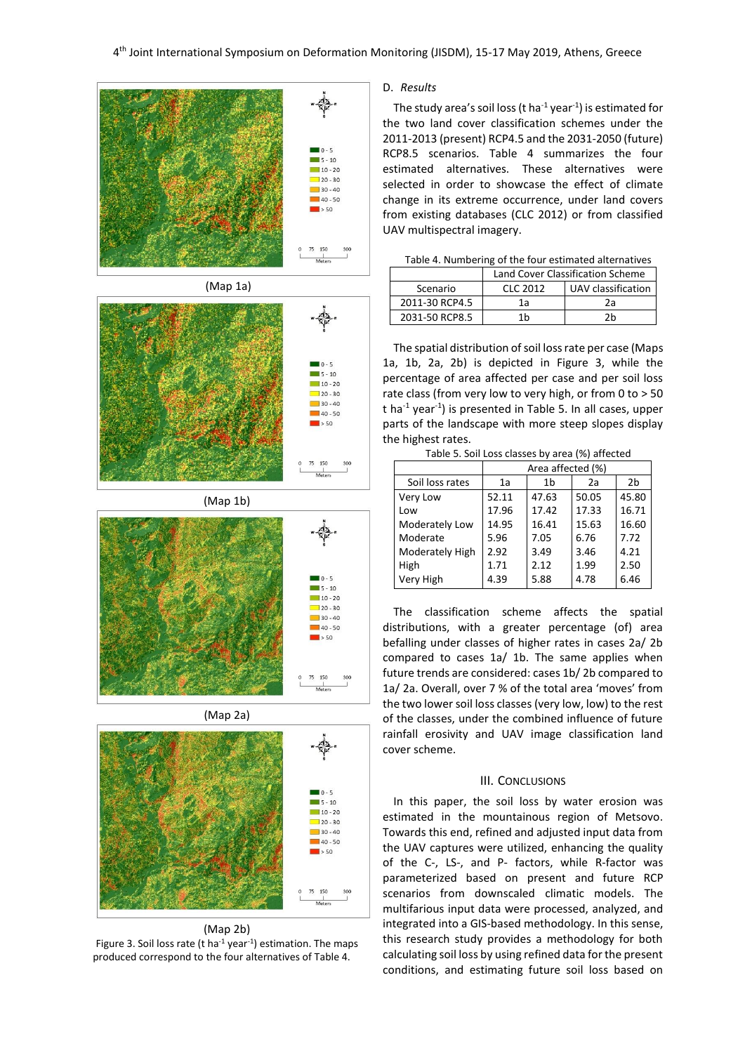(Map 1a)

0 - 5
5 - 10
10 - 20
20 - 30
30 - 40
40 - 50
> 50

0 75 150 300
Meters

(Map 1b)

0 - 5
5 - 10
10 - 20
20 - 30
30 - 40
40 - 50
> 50

0 75 150 300
Meters

(Map 2a)

0 - 5
5 - 10
10 - 20
20 - 30
30 - 40
40 - 50
> 50

0 75 150 300
Meters

(Map 2b)

0 - 5
5 - 10
10 - 20
20 - 30
30 - 40
40 - 50
> 50

0 75 150 300
Meters

Figure 3. Soil loss rate (t ha$^{-1}$ year$^{-1}$) estimation. The maps produced correspond to the four alternatives of Table 4.

### D. *Results*

The study area's soil loss (t ha$^{-1}$ year$^{-1}$) is estimated for the two land cover classification schemes under the 2011-2013 (present) RCP4.5 and the 2031-2050 (future) RCP8.5 scenarios. Table 4 summarizes the four estimated alternatives. These alternatives were selected in order to showcase the effect of climate change in its extreme occurrence, under land covers from existing databases (CLC 2012) or from classified UAV multispectral imagery.

Table 4. Numbering of the four estimated alternatives

| | Land Cover Classification Scheme | |
|---|---|---|
| Scenario | CLC 2012 | UAV classification |
| 2011-30 RCP4.5 | 1a | 2a |
| 2031-50 RCP8.5 | 1b | 2b |

The spatial distribution of soil loss rate per case (Maps 1a, 1b, 2a, 2b) is depicted in Figure 3, while the percentage of area affected per case and per soil loss rate class (from very low to very high, or from 0 to > 50 t ha$^{-1}$ year$^{-1}$) is presented in Table 5. In all cases, upper parts of the landscape with more steep slopes display the highest rates.

Table 5. Soil Loss classes by area (%) affected

| | Area affected (%) | | | |
|---|---|---|---|---|
| Soil loss rates | 1a | 1b | 2a | 2b |
| Very Low | 52.11 | 47.63 | 50.05 | 45.80 |
| Low | 17.96 | 17.42 | 17.33 | 16.71 |
| Moderately Low | 14.95 | 16.41 | 15.63 | 16.60 |
| Moderate | 5.96 | 7.05 | 6.76 | 7.72 |
| Moderately High | 2.92 | 3.49 | 3.46 | 4.21 |
| High | 1.71 | 2.12 | 1.99 | 2.50 |
| Very High | 4.39 | 5.88 | 4.78 | 6.46 |

The classification scheme affects the spatial distributions, with a greater percentage (of) area befalling under classes of higher rates in cases 2a/ 2b compared to cases 1a/ 1b. The same applies when future trends are considered: cases 1b/ 2b compared to 1a/ 2a. Overall, over 7 % of the total area 'moves' from the two lower soil loss classes (very low, low) to the rest of the classes, under the combined influence of future rainfall erosivity and UAV image classification land cover scheme.

## III. Conclusions

In this paper, the soil loss by water erosion was estimated in the mountainous region of Metsovo. Towards this end, refined and adjusted input data from the UAV captures were utilized, enhancing the quality of the C-, LS-, and P- factors, while R-factor was parameterized based on present and future RCP scenarios from downscaled climatic models. The multifarious input data were processed, analyzed, and integrated into a GIS-based methodology. In this sense, this research study provides a methodology for both calculating soil loss by using refined data for the present conditions, and estimating future soil loss based on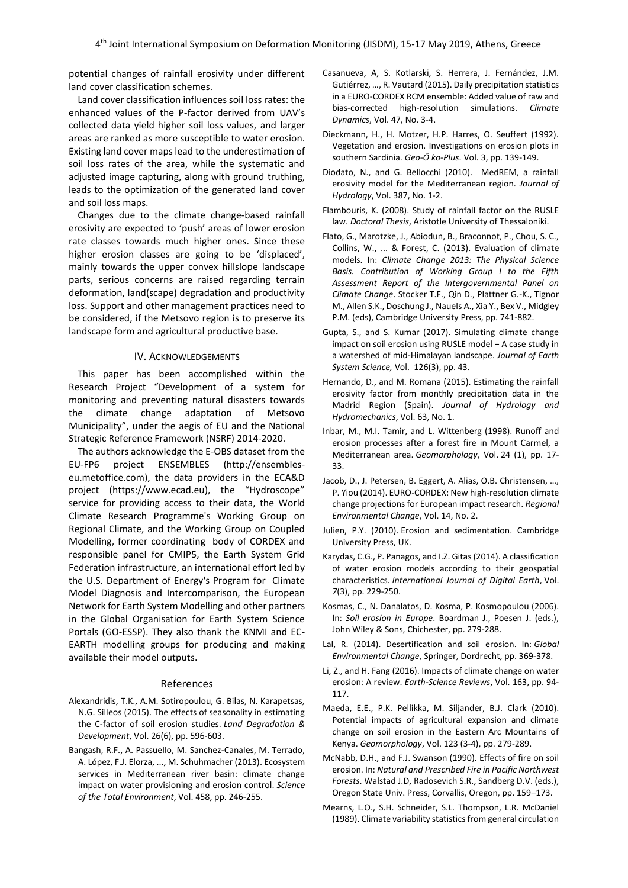potential changes of rainfall erosivity under different land cover classification schemes.

Land cover classification influences soil loss rates: the enhanced values of the P-factor derived from UAV's collected data yield higher soil loss values, and larger areas are ranked as more susceptible to water erosion. Existing land cover maps lead to the underestimation of soil loss rates of the area, while the systematic and adjusted image capturing, along with ground truthing, leads to the optimization of the generated land cover and soil loss maps.

Changes due to the climate change-based rainfall erosivity are expected to 'push' areas of lower erosion rate classes towards much higher ones. Since these higher erosion classes are going to be 'displaced', mainly towards the upper convex hillslope landscape parts, serious concerns are raised regarding terrain deformation, land(scape) degradation and productivity loss. Support and other management practices need to be considered, if the Metsovo region is to preserve its landscape form and agricultural productive base.

## IV. Acknowledgements

This paper has been accomplished within the Research Project "Development of a system for monitoring and preventing natural disasters towards the climate change adaptation of Metsovo Municipality", under the aegis of EU and the National Strategic Reference Framework (NSRF) 2014-2020.

The authors acknowledge the E-OBS dataset from the EU-FP6 project ENSEMBLES (http://ensembles-eu.metoffice.com), the data providers in the ECA&D project (https://www.ecad.eu), the "Hydroscope" service for providing access to their data, the World Climate Research Programme's Working Group on Regional Climate, and the Working Group on Coupled Modelling, former coordinating body of CORDEX and responsible panel for CMIP5, the Earth System Grid Federation infrastructure, an international effort led by the U.S. Department of Energy's Program for Climate Model Diagnosis and Intercomparison, the European Network for Earth System Modelling and other partners in the Global Organisation for Earth System Science Portals (GO-ESSP). They also thank the KNMI and EC-EARTH modelling groups for producing and making available their model outputs.

## References

Alexandridis, T.K., A.M. Sotiropoulou, G. Bilas, N. Karapetsas, N.G. Silleos (2015). The effects of seasonality in estimating the C-factor of soil erosion studies. *Land Degradation & Development*, Vol. 26(6), pp. 596-603.

Bangash, R.F., A. Passuello, M. Sanchez-Canales, M. Terrado, A. López, F.J. Elorza, ..., M. Schuhmacher (2013). Ecosystem services in Mediterranean river basin: climate change impact on water provisioning and erosion control. *Science of the Total Environment*, Vol. 458, pp. 246-255.

Casanueva, A, S. Kotlarski, S. Herrera, J. Fernández, J.M. Gutiérrez, …, R. Vautard (2015). Daily precipitation statistics in a EURO-CORDEX RCM ensemble: Added value of raw and bias-corrected high-resolution simulations. *Climate Dynamics*, Vol. 47, No. 3-4.

Dieckmann, H., H. Motzer, H.P. Harres, O. Seuffert (1992). Vegetation and erosion. Investigations on erosion plots in southern Sardinia. *Geo-Ö ko-Plus*. Vol. 3, pp. 139-149.

Diodato, N., and G. Bellocchi (2010). MedREM, a rainfall erosivity model for the Mediterranean region. *Journal of Hydrology*, Vol. 387, No. 1-2.

Flambouris, K. (2008). Study of rainfall factor on the RUSLE law. *Doctoral Thesis*, Aristotle University of Thessaloniki.

Flato, G., Marotzke, J., Abiodun, B., Braconnot, P., Chou, S. C., Collins, W., ... & Forest, C. (2013). Evaluation of climate models. In: *Climate Change 2013: The Physical Science Basis. Contribution of Working Group I to the Fifth Assessment Report of the Intergovernmental Panel on Climate Change*. Stocker T.F., Qin D., Plattner G.-K., Tignor M., Allen S.K., Doschung J., Nauels A., Xia Y., Bex V., Midgley P.M. (eds), Cambridge University Press, pp. 741-882.

Gupta, S., and S. Kumar (2017). Simulating climate change impact on soil erosion using RUSLE model − A case study in a watershed of mid-Himalayan landscape. *Journal of Earth System Science,* Vol. 126(3), pp. 43.

Hernando, D., and M. Romana (2015). Estimating the rainfall erosivity factor from monthly precipitation data in the Madrid Region (Spain). *Journal of Hydrology and Hydromechanics*, Vol. 63, No. 1.

Inbar, M., M.I. Tamir, and L. Wittenberg (1998). Runoff and erosion processes after a forest fire in Mount Carmel, a Mediterranean area. *Geomorphology*, Vol. 24 (1), pp. 17-33.

Jacob, D., J. Petersen, B. Eggert, A. Alias, O.B. Christensen, …, P. Yiou (2014). EURO-CORDEX: New high-resolution climate change projections for European impact research. *Regional Environmental Change*, Vol. 14, No. 2.

Julien, P.Y. (2010). Erosion and sedimentation. Cambridge University Press, UK.

Karydas, C.G., P. Panagos, and I.Z. Gitas (2014). A classification of water erosion models according to their geospatial characteristics. *International Journal of Digital Earth*, Vol. *7*(3), pp. 229-250.

Kosmas, C., N. Danalatos, D. Kosma, P. Kosmopoulou (2006). In: *Soil erosion in Europe*. Boardman J., Poesen J. (eds.), John Wiley & Sons, Chichester, pp. 279-288.

Lal, R. (2014). Desertification and soil erosion. In: *Global Environmental Change*, Springer, Dordrecht, pp. 369-378.

Li, Z., and H. Fang (2016). Impacts of climate change on water erosion: A review. *Earth-Science Reviews*, Vol. 163, pp. 94-117.

Maeda, E.E., P.K. Pellikka, M. Siljander, B.J. Clark (2010). Potential impacts of agricultural expansion and climate change on soil erosion in the Eastern Arc Mountains of Kenya. *Geomorphology*, Vol. 123 (3-4), pp. 279-289.

McNabb, D.H., and F.J. Swanson (1990). Effects of fire on soil erosion. In: *Natural and Prescribed Fire in Pacific Northwest Forests*. Walstad J.D, Radosevich S.R., Sandberg D.V. (eds.), Oregon State Univ. Press, Corvallis, Oregon, pp. 159–173.

Mearns, L.O., S.H. Schneider, S.L. Thompson, L.R. McDaniel (1989). Climate variability statistics from general circulation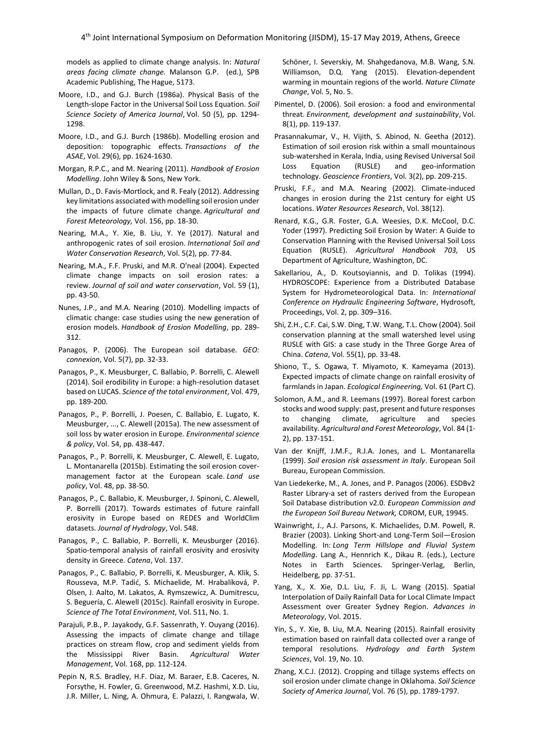models as applied to climate change analysis. In: *Natural areas facing climate change.* Malanson G.P. (ed.), SPB Academic Publishing, The Hague, 5173.

Moore, I.D., and G.J. Burch (1986a). Physical Basis of the Length-slope Factor in the Universal Soil Loss Equation. *Soil Science Society of America Journal*, Vol. 50 (5), pp. 1294-1298.

Moore, I.D., and G.J. Burch (1986b). Modelling erosion and deposition: topographic effects. *Transactions of the ASAE*, Vol. 29(6), pp. 1624-1630.

Morgan, R.P.C., and M. Nearing (2011). *Handbook of Erosion Modelling*. John Wiley & Sons, New York.

Mullan, D., D. Favis-Mortlock, and R. Fealy (2012). Addressing key limitations associated with modelling soil erosion under the impacts of future climate change. *Agricultural and Forest Meteorology,* Vol. 156, pp. 18-30.

Nearing, M.A., Y. Xie, B. Liu, Y. Ye (2017). Natural and anthropogenic rates of soil erosion. *International Soil and Water Conservation Research*, Vol. 5(2), pp. 77-84.

Nearing, M.A., F.F. Pruski, and M.R. O'neal (2004). Expected climate change impacts on soil erosion rates: a review. *Journal of soil and water conservation*, Vol. 59 (1), pp. 43-50.

Nunes, J.P., and M.A. Nearing (2010). Modelling impacts of climatic change: case studies using the new generation of erosion models. *Handbook of Erosion Modelling*, pp. 289-312.

Panagos, P. (2006). The European soil database. *GEO: connexion*, Vol. 5(7), pp. 32-33.

Panagos, P., K. Meusburger, C. Ballabio, P. Borrelli, C. Alewell (2014). Soil erodibility in Europe: a high-resolution dataset based on LUCAS. *Science of the total environment*, Vol. 479, pp. 189-200.

Panagos, P., P. Borrelli, J. Poesen, C. Ballabio, E. Lugato, K. Meusburger, ..., C. Alewell (2015a). The new assessment of soil loss by water erosion in Europe. *Environmental science & policy*, Vol. 54, pp. 438-447.

Panagos, P., P. Borrelli, K. Meusburger, C. Alewell, E. Lugato, L. Montanarella (2015b). Estimating the soil erosion cover-management factor at the European scale. *Land use policy*, Vol. 48, pp. 38-50.

Panagos, P., C. Ballabio, K. Meusburger, J. Spinoni, C. Alewell, P. Borrelli (2017). Towards estimates of future rainfall erosivity in Europe based on REDES and WorldClim datasets. *Journal of Hydrology*, Vol. 548.

Panagos, P., C. Ballabio, P. Borrelli, K. Meusburger (2016). Spatio-temporal analysis of rainfall erosivity and erosivity density in Greece. *Catena*, Vol. 137.

Panagos, P., C. Ballabio, P. Borrelli, K. Meusburger, A. Klik, S. Rousseva, M.P. Tadić, S. Michaelide, M. Hrabalíková, P. Olsen, J. Aalto, M. Lakatos, A. Rymszewicz, A. Dumitrescu, S. Beguería, C. Alewell (2015c). Rainfall erosivity in Europe. *Science of The Total Environment*, Vol. 511, No. 1.

Parajuli, P.B., P. Jayakody, G.F. Sassenrath, Y. Ouyang (2016). Assessing the impacts of climate change and tillage practices on stream flow, crop and sediment yields from the Mississippi River Basin. *Agricultural Water Management*, Vol. 168, pp. 112-124.

Pepin N, R.S. Bradley, H.F. Diaz, M. Baraer, E.B. Caceres, N. Forsythe, H. Fowler, G. Greenwood, M.Z. Hashmi, X.D. Liu, J.R. Miller, L. Ning, A. Ohmura, E. Palazzi, I. Rangwala, W. Schöner, I. Severskiy, M. Shahgedanova, M.B. Wang, S.N. Williamson, D.Q. Yang (2015). Elevation-dependent warming in mountain regions of the world. *Nature Climate Change*, Vol. 5, No. 5.

Pimentel, D. (2006). Soil erosion: a food and environmental threat. *Environment, development and sustainability*, Vol. 8(1), pp. 119-137.

Prasannakumar, V., H. Vijith, S. Abinod, N. Geetha (2012). Estimation of soil erosion risk within a small mountainous sub-watershed in Kerala, India, using Revised Universal Soil Loss Equation (RUSLE) and geo-information technology. *Geoscience Frontiers*, Vol. 3(2), pp. 209-215.

Pruski, F.F., and M.A. Nearing (2002). Climate-induced changes in erosion during the 21st century for eight US locations. *Water Resources Research*, Vol. 38(12).

Renard, K.G., G.R. Foster, G.A. Weesies, D.K. McCool, D.C. Yoder (1997). Predicting Soil Erosion by Water: A Guide to Conservation Planning with the Revised Universal Soil Loss Equation (RUSLE). *Agricultural Handbook 703,* US Department of Agriculture, Washington, DC.

Sakellariou, A., D. Koutsoyiannis, and D. Tolikas (1994). HYDROSCOPE: Experience from a Distributed Database System for Hydrometeorological Data. In: *International Conference on Hydraulic Engineering Software*, Hydrosoft, Proceedings, Vol. 2, pp. 309–316.

Shi, Z.H., C.F. Cai, S.W. Ding, T.W. Wang, T.L. Chow (2004). Soil conservation planning at the small watershed level using RUSLE with GIS: a case study in the Three Gorge Area of China. *Catena*, Vol. 55(1), pp. 33-48.

Shiono, T., S. Ogawa, T. Miyamoto, K. Kameyama (2013). Expected impacts of climate change on rainfall erosivity of farmlands in Japan. *Ecological Engineering,* Vol. 61 (Part C).

Solomon, A.M., and R. Leemans (1997). Boreal forest carbon stocks and wood supply: past, present and future responses to changing climate, agriculture and species availability. *Agricultural and Forest Meteorology*, Vol. 84 (1-2), pp. 137-151.

Van der Knijff, J.M.F., R.J.A. Jones, and L. Montanarella (1999). *Soil erosion risk assessment in Italy*. European Soil Bureau, European Commission.

Van Liedekerke, M., A. Jones, and P. Panagos (2006). ESDBv2 Raster Library-a set of rasters derived from the European Soil Database distribution v2.0. *European Commission and the European Soil Bureau Network,* CDROM, EUR, 19945.

Wainwright, J., A.J. Parsons, K. Michaelides, D.M. Powell, R. Brazier (2003). Linking Short-and Long-Term Soil—Erosion Modelling. In: *Long Term Hillslope and Fluvial System Modelling*. Lang A., Hennrich K., Dikau R. (eds.), Lecture Notes in Earth Sciences. Springer-Verlag, Berlin, Heidelberg, pp. 37-51.

Yang, X., X. Xie, D.L. Liu, F. Ji, L. Wang (2015). Spatial Interpolation of Daily Rainfall Data for Local Climate Impact Assessment over Greater Sydney Region. *Advances in Meteorology*, Vol. 2015.

Yin, S., Y. Xie, B. Liu, M.A. Nearing (2015). Rainfall erosivity estimation based on rainfall data collected over a range of temporal resolutions. *Hydrology and Earth System Sciences*, Vol. 19, No. 10.

Zhang, X.C.J. (2012). Cropping and tillage systems effects on soil erosion under climate change in Oklahoma. *Soil Science Society of America Journal*, Vol. 76 (5), pp. 1789-1797.